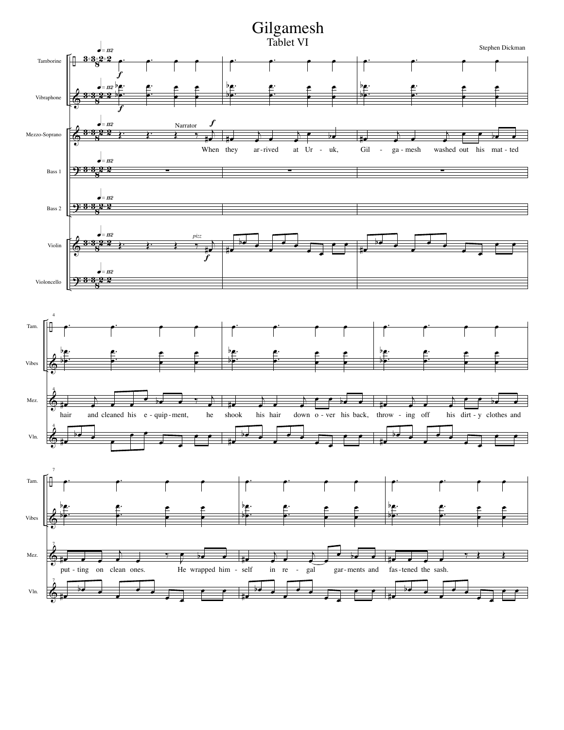# Gilgamesh

## Tablet VI

Stephen Dickman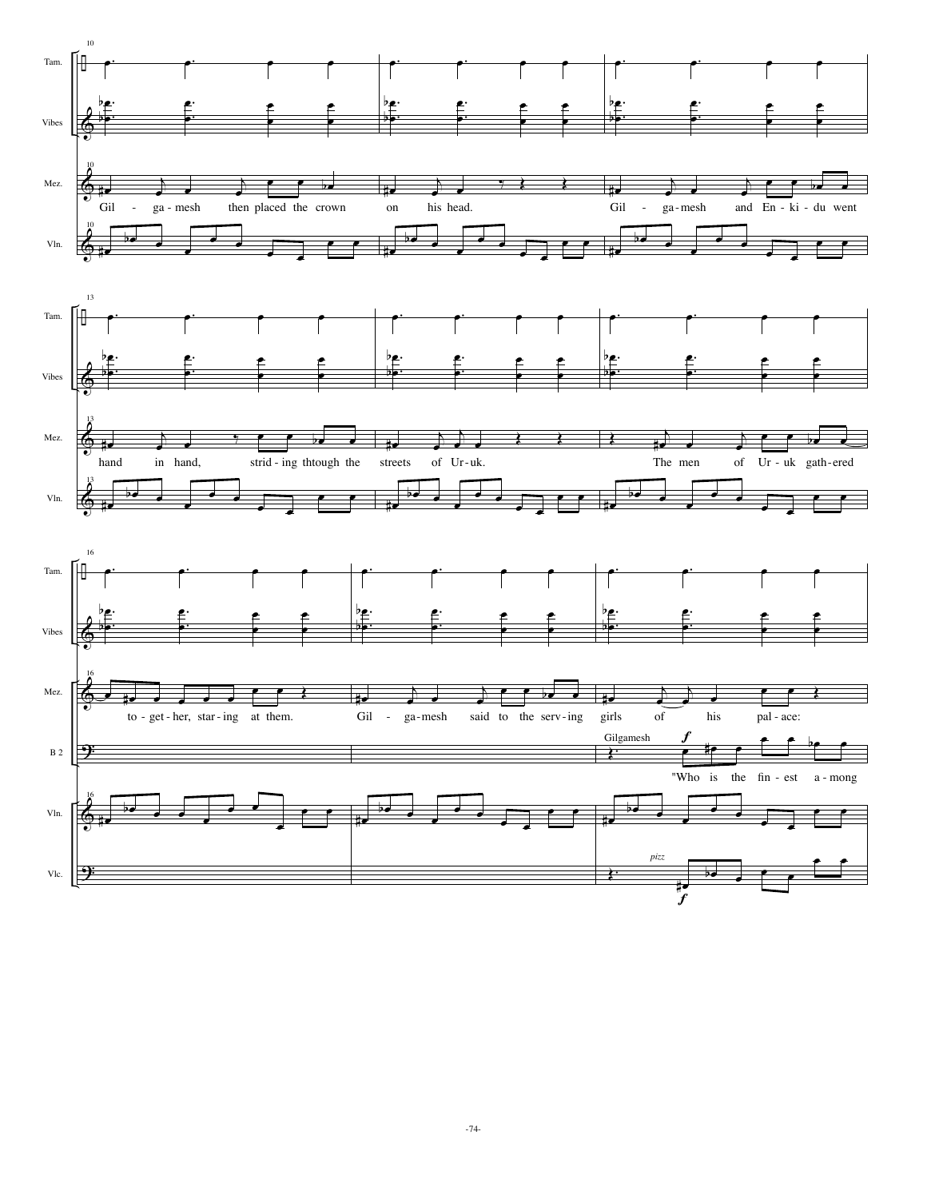Gil - ga - mesh then placed the crown on his head. Gil - ga - mesh and En - ki - du went hand in hand, strid - ing thtough the streets of Ur - uk. The men of Ur - uk gath - ered to - get - her, star - ing at them. Gil - ga - mesh said to the serv - ing girls of his pal - ace:

Gilgamesh

"Who is the fin - est a - mong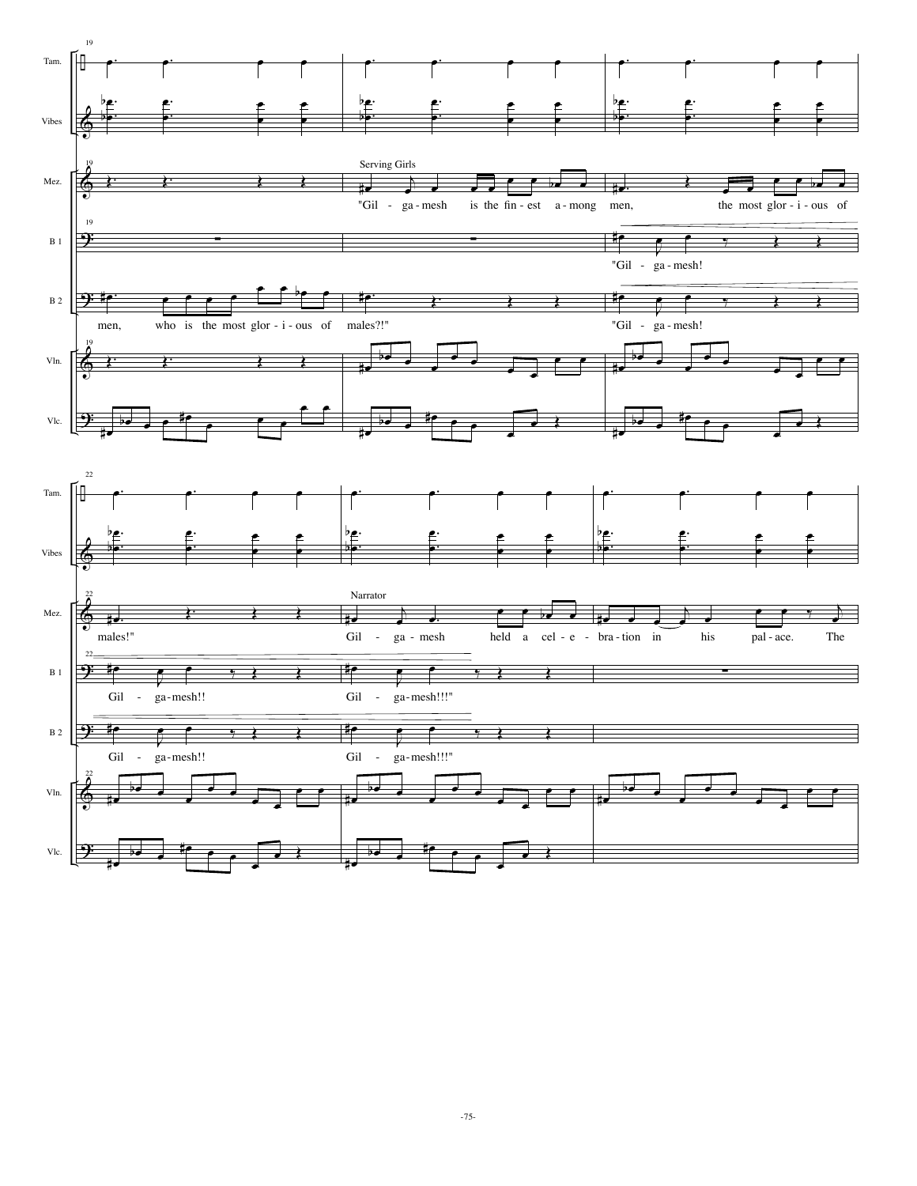Serving Girls

"Gil - ga-mesh is the fin-est a-mong men, the most glor-i-ous of males!"

"Gil - ga-mesh!

men, who is the most glor-i-ous of males?!"

"Gil - ga-mesh! Gil - ga-mesh!! Gil - ga-mesh!!!"

Narrator

Gil - ga-mesh held a cel-e-bra-tion in his pal-ace. The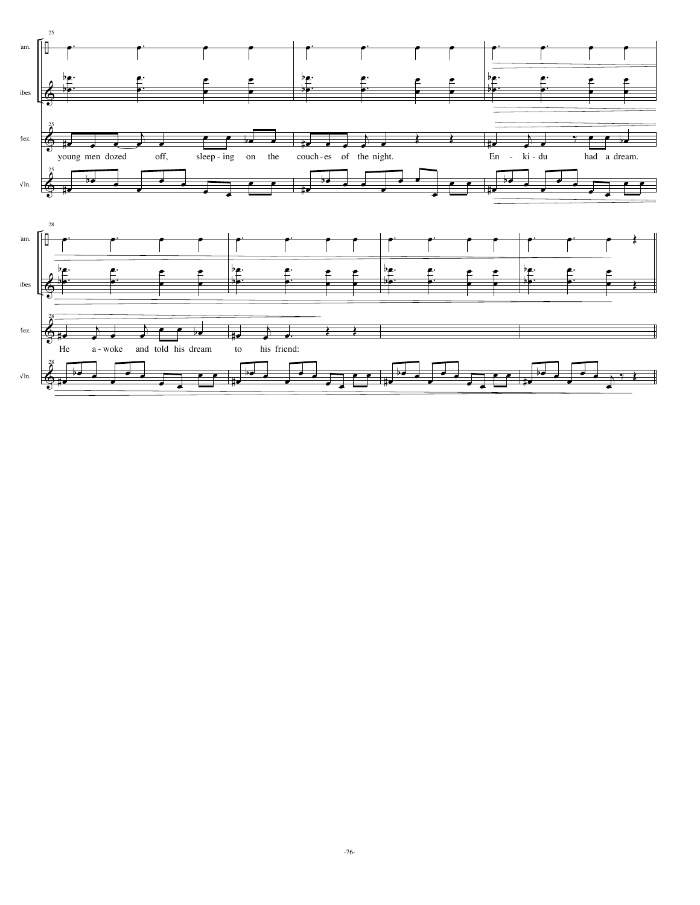25

Tam.

Vibes

Mez.

young men dozed off, sleep - ing on the couch - es of the night. En - ki - du had a dream.

Vln.

28

He a - woke and told his dream to his friend: